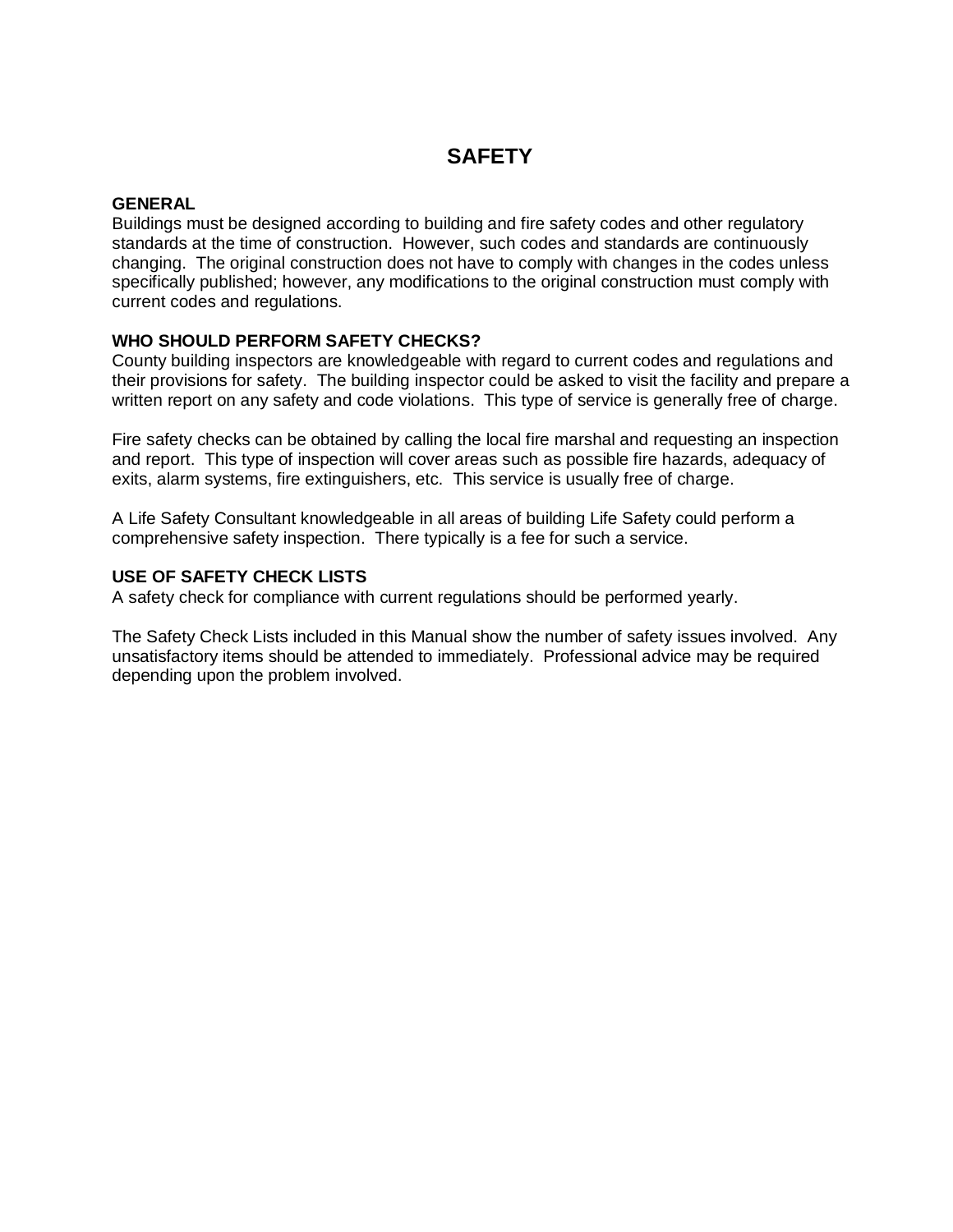# SAFETY

## GENERAL

Buildings must be designed according to building and fire safety codes and other regulatory standards at the time of construction. However, such codes and standards are continuously changing. The original construction does not have to comply with changes in the codes unless specifically published; however, any modifications to the original construction must comply with current codes and regulations.

## WHO SHOULD PERFORM SAFETY CHECKS?

County building inspectors are knowledgeable with regard to current codes and regulations and their provisions for safety. The building inspector could be asked to visit the facility and prepare a written report on any safety and code violations. This type of service is generally free of charge.

Fire safety checks can be obtained by calling the local fire marshal and requesting an inspection and report. This type of inspection will cover areas such as possible fire hazards, adequacy of exits, alarm systems, fire extinguishers, etc. This service is usually free of charge.

A Life Safety Consultant knowledgeable in all areas of building Life Safety could perform a comprehensive safety inspection. There typically is a fee for such a service.

## USE OF SAFETY CHECK LISTS

A safety check for compliance with current regulations should be performed yearly.

The Safety Check Lists included in this Manual show the number of safety issues involved. Any unsatisfactory items should be attended to immediately. Professional advice may be required depending upon the problem involved.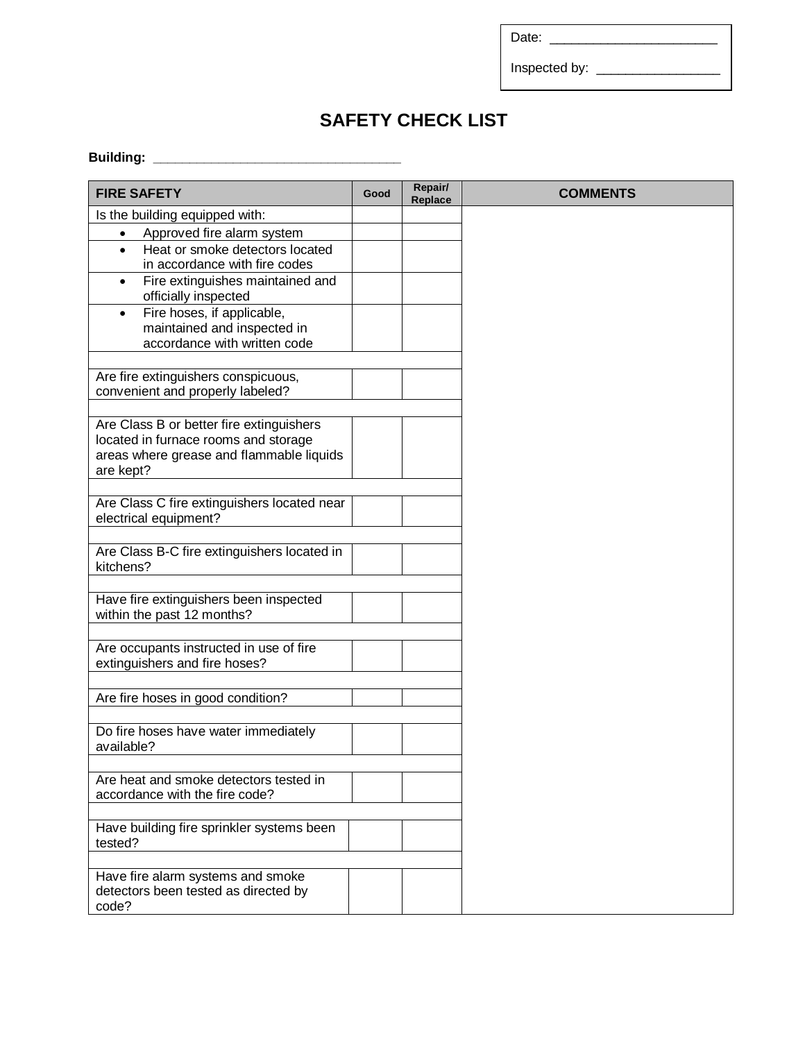Date: ______________________

Inspected by: ________________

# SAFETY CHECK LIST

**Building: ________________________________**

| FIRE SAFETY | Good | Repair/ Replace | COMMENTS |
|---|---|---|---|
| Is the building equipped with: | | | |
| • Approved fire alarm system | | | |
| • Heat or smoke detectors located in accordance with fire codes | | | |
| • Fire extinguishes maintained and officially inspected | | | |
| • Fire hoses, if applicable, maintained and inspected in accordance with written code | | | |
| | | | |
| Are fire extinguishers conspicuous, convenient and properly labeled? | | | |
| | | | |
| Are Class B or better fire extinguishers located in furnace rooms and storage areas where grease and flammable liquids are kept? | | | |
| | | | |
| Are Class C fire extinguishers located near electrical equipment? | | | |
| | | | |
| Are Class B-C fire extinguishers located in kitchens? | | | |
| | | | |
| Have fire extinguishers been inspected within the past 12 months? | | | |
| | | | |
| Are occupants instructed in use of fire extinguishers and fire hoses? | | | |
| | | | |
| Are fire hoses in good condition? | | | |
| | | | |
| Do fire hoses have water immediately available? | | | |
| | | | |
| Are heat and smoke detectors tested in accordance with the fire code? | | | |
| | | | |
| Have building fire sprinkler systems been tested? | | | |
| | | | |
| Have fire alarm systems and smoke detectors been tested as directed by code? | | | |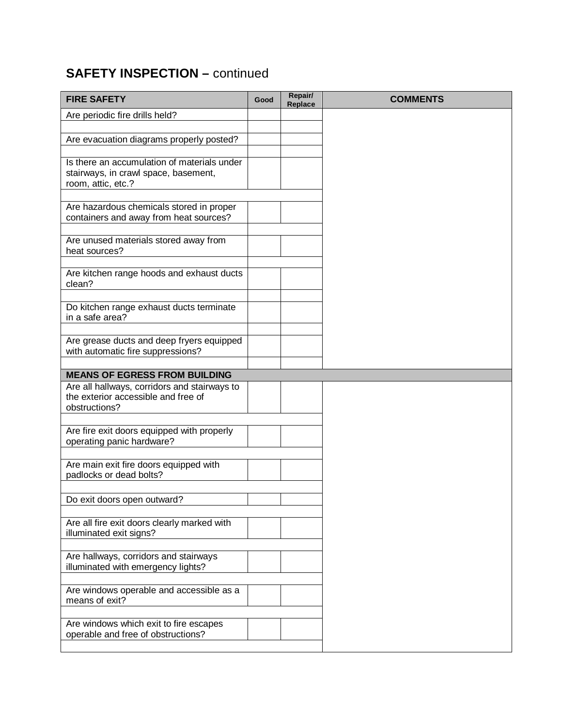## SAFETY INSPECTION – continued

| FIRE SAFETY | Good | Repair/ Replace | COMMENTS |
|---|---|---|---|
| Are periodic fire drills held? | | | |
| | | | |
| Are evacuation diagrams properly posted? | | | |
| | | | |
| Is there an accumulation of materials under stairways, in crawl space, basement, room, attic, etc.? | | | |
| | | | |
| Are hazardous chemicals stored in proper containers and away from heat sources? | | | |
| | | | |
| Are unused materials stored away from heat sources? | | | |
| | | | |
| Are kitchen range hoods and exhaust ducts clean? | | | |
| | | | |
| Do kitchen range exhaust ducts terminate in a safe area? | | | |
| | | | |
| Are grease ducts and deep fryers equipped with automatic fire suppressions? | | | |
| | | | |
| **MEANS OF EGRESS FROM BUILDING** | | | |
| Are all hallways, corridors and stairways to the exterior accessible and free of obstructions? | | | |
| | | | |
| Are fire exit doors equipped with properly operating panic hardware? | | | |
| | | | |
| Are main exit fire doors equipped with padlocks or dead bolts? | | | |
| | | | |
| Do exit doors open outward? | | | |
| | | | |
| Are all fire exit doors clearly marked with illuminated exit signs? | | | |
| | | | |
| Are hallways, corridors and stairways illuminated with emergency lights? | | | |
| | | | |
| Are windows operable and accessible as a means of exit? | | | |
| | | | |
| Are windows which exit to fire escapes operable and free of obstructions? | | | |
| | | | |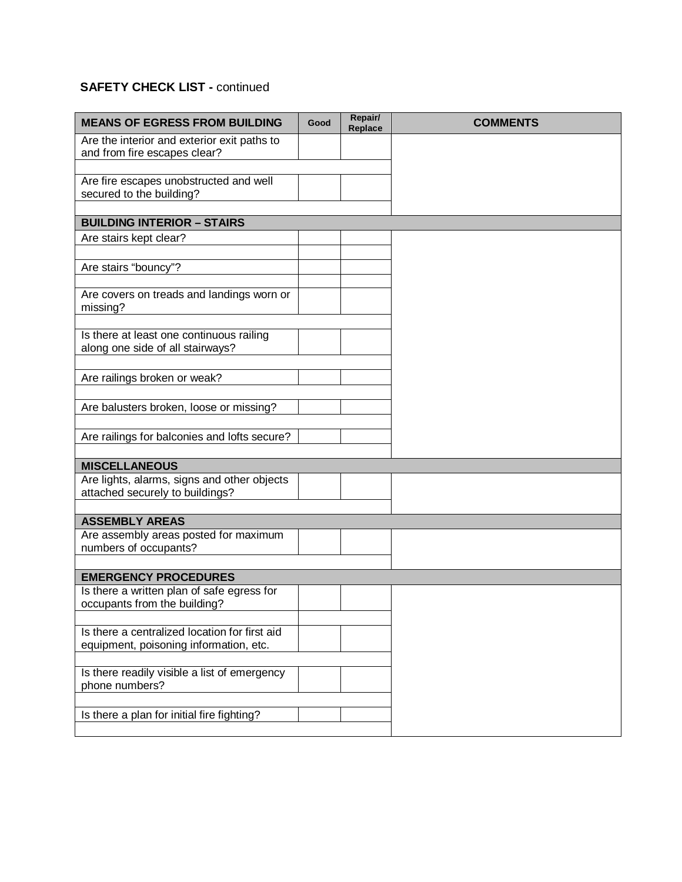**SAFETY CHECK LIST -** continued

| MEANS OF EGRESS FROM BUILDING | Good | Repair/ Replace | COMMENTS |
|---|---|---|---|
| Are the interior and exterior exit paths to and from fire escapes clear? | | | |
| | | | |
| Are fire escapes unobstructed and well secured to the building? | | | |
| | | | |
| **BUILDING INTERIOR – STAIRS** | | | |
| Are stairs kept clear? | | | |
| | | | |
| Are stairs "bouncy"? | | | |
| | | | |
| Are covers on treads and landings worn or missing? | | | |
| | | | |
| Is there at least one continuous railing along one side of all stairways? | | | |
| | | | |
| Are railings broken or weak? | | | |
| | | | |
| Are balusters broken, loose or missing? | | | |
| | | | |
| Are railings for balconies and lofts secure? | | | |
| | | | |
| **MISCELLANEOUS** | | | |
| Are lights, alarms, signs and other objects attached securely to buildings? | | | |
| | | | |
| **ASSEMBLY AREAS** | | | |
| Are assembly areas posted for maximum numbers of occupants? | | | |
| | | | |
| **EMERGENCY PROCEDURES** | | | |
| Is there a written plan of safe egress for occupants from the building? | | | |
| | | | |
| Is there a centralized location for first aid equipment, poisoning information, etc. | | | |
| | | | |
| Is there readily visible a list of emergency phone numbers? | | | |
| | | | |
| Is there a plan for initial fire fighting? | | | |
| | | | |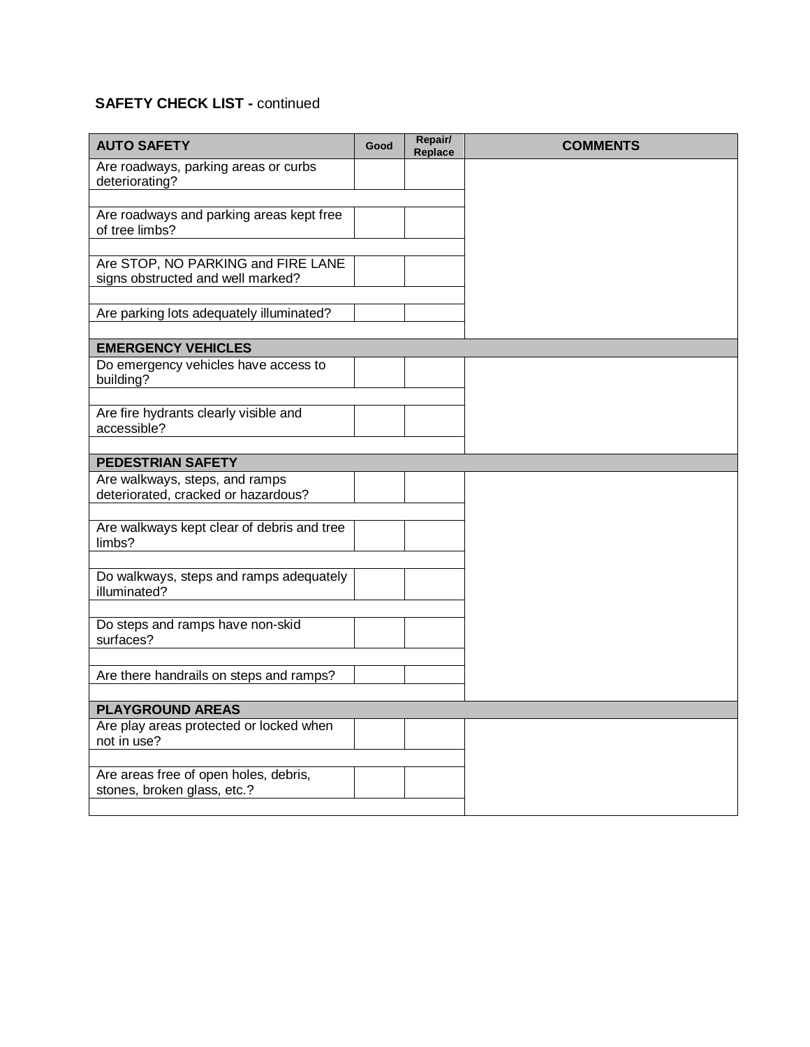**SAFETY CHECK LIST -** continued

| AUTO SAFETY | Good | Repair/ Replace | COMMENTS |
|---|---|---|---|
| Are roadways, parking areas or curbs deteriorating? | | | |
| | | | |
| Are roadways and parking areas kept free of tree limbs? | | | |
| | | | |
| Are STOP, NO PARKING and FIRE LANE signs obstructed and well marked? | | | |
| | | | |
| Are parking lots adequately illuminated? | | | |
| | | | |
| **EMERGENCY VEHICLES** | | | |
| Do emergency vehicles have access to building? | | | |
| | | | |
| Are fire hydrants clearly visible and accessible? | | | |
| | | | |
| **PEDESTRIAN SAFETY** | | | |
| Are walkways, steps, and ramps deteriorated, cracked or hazardous? | | | |
| | | | |
| Are walkways kept clear of debris and tree limbs? | | | |
| | | | |
| Do walkways, steps and ramps adequately illuminated? | | | |
| | | | |
| Do steps and ramps have non-skid surfaces? | | | |
| | | | |
| Are there handrails on steps and ramps? | | | |
| | | | |
| **PLAYGROUND AREAS** | | | |
| Are play areas protected or locked when not in use? | | | |
| | | | |
| Are areas free of open holes, debris, stones, broken glass, etc.? | | | |
| | | | |